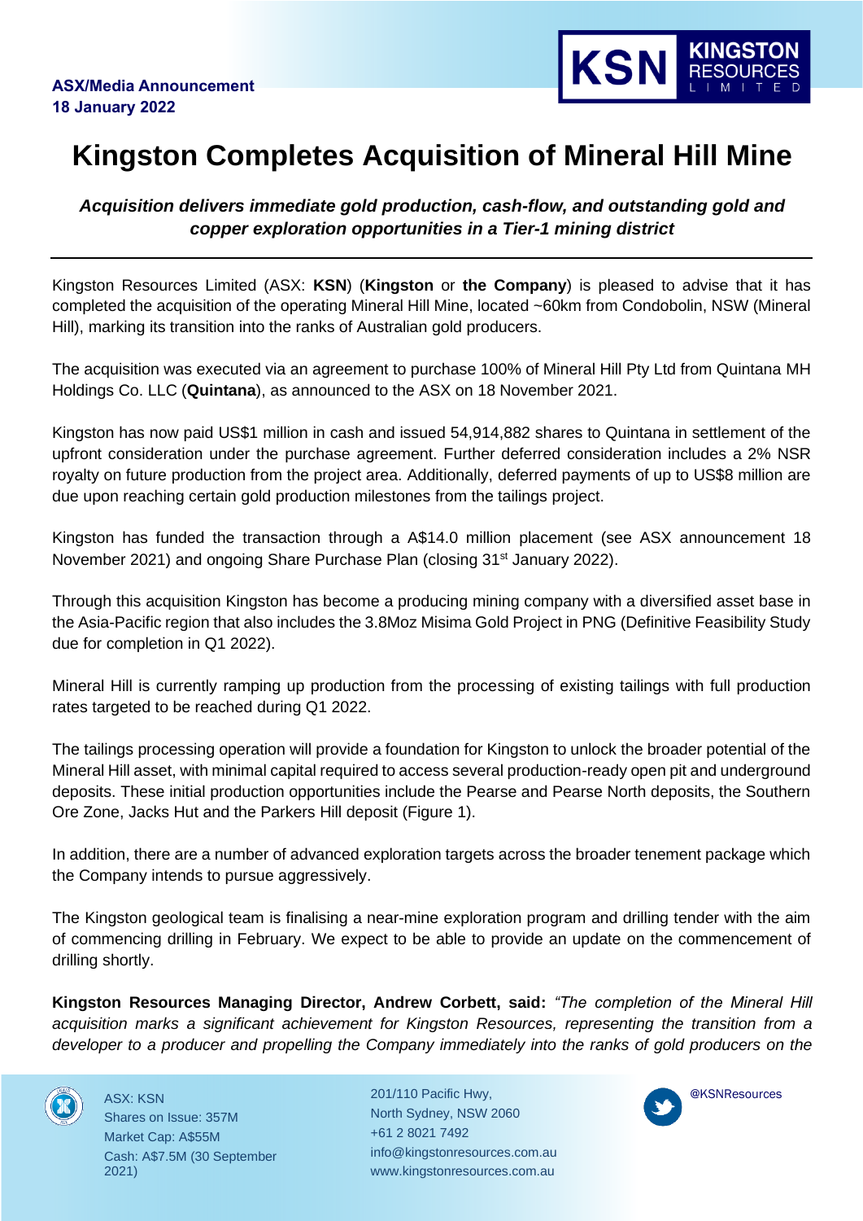**ASX/Media Announcement**
**18 January 2022**

# Kingston Completes Acquisition of Mineral Hill Mine

***Acquisition delivers immediate gold production, cash-flow, and outstanding gold and copper exploration opportunities in a Tier-1 mining district***

Kingston Resources Limited (ASX: **KSN**) (**Kingston** or **the Company**) is pleased to advise that it has completed the acquisition of the operating Mineral Hill Mine, located ~60km from Condobolin, NSW (Mineral Hill), marking its transition into the ranks of Australian gold producers.

The acquisition was executed via an agreement to purchase 100% of Mineral Hill Pty Ltd from Quintana MH Holdings Co. LLC (**Quintana**), as announced to the ASX on 18 November 2021.

Kingston has now paid US$1 million in cash and issued 54,914,882 shares to Quintana in settlement of the upfront consideration under the purchase agreement. Further deferred consideration includes a 2% NSR royalty on future production from the project area. Additionally, deferred payments of up to US$8 million are due upon reaching certain gold production milestones from the tailings project.

Kingston has funded the transaction through a A$14.0 million placement (see ASX announcement 18 November 2021) and ongoing Share Purchase Plan (closing 31st January 2022).

Through this acquisition Kingston has become a producing mining company with a diversified asset base in the Asia-Pacific region that also includes the 3.8Moz Misima Gold Project in PNG (Definitive Feasibility Study due for completion in Q1 2022).

Mineral Hill is currently ramping up production from the processing of existing tailings with full production rates targeted to be reached during Q1 2022.

The tailings processing operation will provide a foundation for Kingston to unlock the broader potential of the Mineral Hill asset, with minimal capital required to access several production-ready open pit and underground deposits. These initial production opportunities include the Pearse and Pearse North deposits, the Southern Ore Zone, Jacks Hut and the Parkers Hill deposit (Figure 1).

In addition, there are a number of advanced exploration targets across the broader tenement package which the Company intends to pursue aggressively.

The Kingston geological team is finalising a near-mine exploration program and drilling tender with the aim of commencing drilling in February. We expect to be able to provide an update on the commencement of drilling shortly.

**Kingston Resources Managing Director, Andrew Corbett, said:** *"The completion of the Mineral Hill acquisition marks a significant achievement for Kingston Resources, representing the transition from a developer to a producer and propelling the Company immediately into the ranks of gold producers on the*

ASX: KSN
Shares on Issue: 357M
Market Cap: A$55M
Cash: A$7.5M (30 September 2021)

201/110 Pacific Hwy,
North Sydney, NSW 2060
+61 2 8021 7492
info@kingstonresources.com.au
www.kingstonresources.com.au

@KSNResources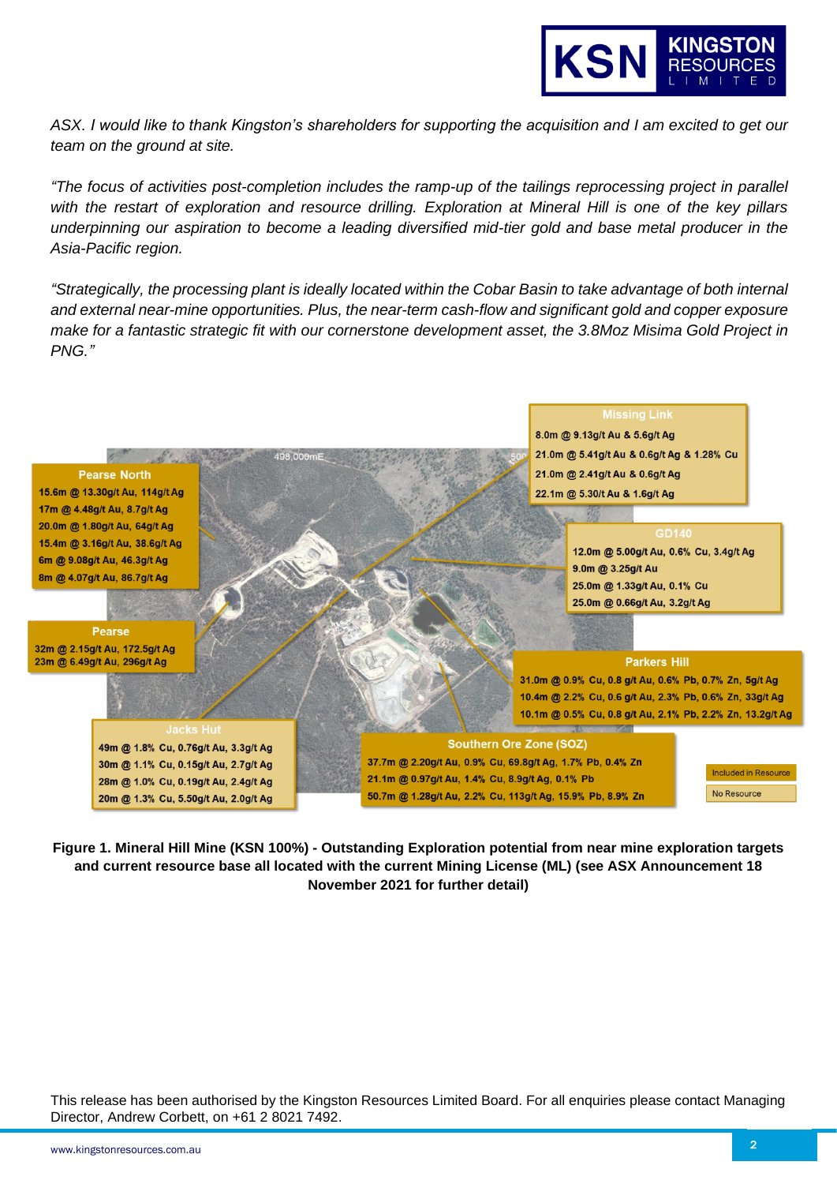*ASX. I would like to thank Kingston's shareholders for supporting the acquisition and I am excited to get our team on the ground at site.*

*"The focus of activities post-completion includes the ramp-up of the tailings reprocessing project in parallel with the restart of exploration and resource drilling. Exploration at Mineral Hill is one of the key pillars underpinning our aspiration to become a leading diversified mid-tier gold and base metal producer in the Asia-Pacific region.*

*"Strategically, the processing plant is ideally located within the Cobar Basin to take advantage of both internal and external near-mine opportunities. Plus, the near-term cash-flow and significant gold and copper exposure make for a fantastic strategic fit with our cornerstone development asset, the 3.8Moz Misima Gold Project in PNG."*

**Pearse North**
15.6m @ 13.30g/t Au, 114g/t Ag
17m @ 4.48g/t Au, 8.7g/t Ag
20.0m @ 1.80g/t Au, 64g/t Ag
15.4m @ 3.16g/t Au, 38.6g/t Ag
6m @ 9.08g/t Au, 46.3g/t Ag
8m @ 4.07g/t Au, 86.7g/t Ag

**Pearse**
32m @ 2.15g/t Au, 172.5g/t Ag
23m @ 6.49g/t Au, 296g/t Ag

**Jacks Hut**
49m @ 1.8% Cu, 0.76g/t Au, 3.3g/t Ag
30m @ 1.1% Cu, 0.15g/t Au, 2.7g/t Ag
28m @ 1.0% Cu, 0.19g/t Au, 2.4g/t Ag
20m @ 1.3% Cu, 5.50g/t Au, 2.0g/t Ag

**Missing Link**
8.0m @ 9.13g/t Au & 5.6g/t Ag
21.0m @ 5.41g/t Au & 0.6g/t Ag & 1.28% Cu
21.0m @ 2.41g/t Au & 0.6g/t Ag
22.1m @ 5.30/t Au & 1.6g/t Ag

**GD140**
12.0m @ 5.00g/t Au, 0.6% Cu, 3.4g/t Ag
9.0m @ 3.25g/t Au
25.0m @ 1.33g/t Au, 0.1% Cu
25.0m @ 0.66g/t Au, 3.2g/t Ag

**Parkers Hill**
31.0m @ 0.9% Cu, 0.8 g/t Au, 0.6% Pb, 0.7% Zn, 5g/t Ag
10.4m @ 2.2% Cu, 0.6 g/t Au, 2.3% Pb, 0.6% Zn, 33g/t Ag
10.1m @ 0.5% Cu, 0.8 g/t Au, 2.1% Pb, 2.2% Zn, 13.2g/t Ag

**Southern Ore Zone (SOZ)**
37.7m @ 2.20g/t Au, 0.9% Cu, 69.8g/t Ag, 1.7% Pb, 0.4% Zn
21.1m @ 0.97g/t Au, 1.4% Cu, 8.9g/t Ag, 0.1% Pb
50.7m @ 1.28g/t Au, 2.2% Cu, 113g/t Ag, 15.9% Pb, 8.9% Zn

Included in Resource
No Resource

**Figure 1. Mineral Hill Mine (KSN 100%) - Outstanding Exploration potential from near mine exploration targets and current resource base all located with the current Mining License (ML) (see ASX Announcement 18 November 2021 for further detail)**

This release has been authorised by the Kingston Resources Limited Board. For all enquiries please contact Managing Director, Andrew Corbett, on +61 2 8021 7492.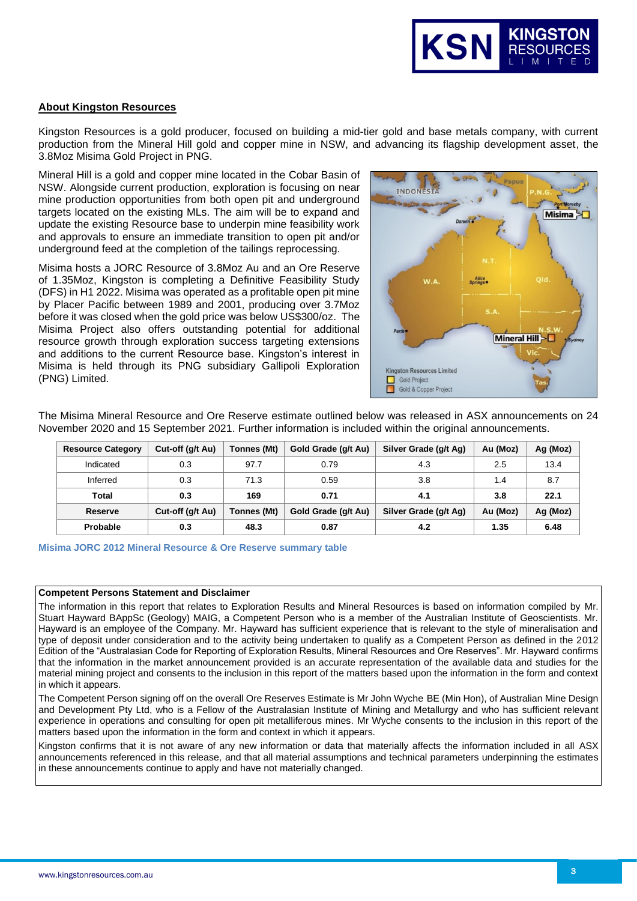## About Kingston Resources

Kingston Resources is a gold producer, focused on building a mid-tier gold and base metals company, with current production from the Mineral Hill gold and copper mine in NSW, and advancing its flagship development asset, the 3.8Moz Misima Gold Project in PNG.

Mineral Hill is a gold and copper mine located in the Cobar Basin of NSW. Alongside current production, exploration is focusing on near mine production opportunities from both open pit and underground targets located on the existing MLs. The aim will be to expand and update the existing Resource base to underpin mine feasibility work and approvals to ensure an immediate transition to open pit and/or underground feed at the completion of the tailings reprocessing.

Misima hosts a JORC Resource of 3.8Moz Au and an Ore Reserve of 1.35Moz, Kingston is completing a Definitive Feasibility Study (DFS) in H1 2022. Misima was operated as a profitable open pit mine by Placer Pacific between 1989 and 2001, producing over 3.7Moz before it was closed when the gold price was below US$300/oz. The Misima Project also offers outstanding potential for additional resource growth through exploration success targeting extensions and additions to the current Resource base. Kingston's interest in Misima is held through its PNG subsidiary Gallipoli Exploration (PNG) Limited.

INDONESIA
Papua
P.N.G.
Port Moresby
Misima
Darwin
N.T.
W.A.
Alice Springs
Qld.
S.A.
Perth
N.S.W.
Mineral Hill
Sydney
Vic.
Tas.
Kingston Resources Limited
Gold Project
Gold & Copper Project

The Misima Mineral Resource and Ore Reserve estimate outlined below was released in ASX announcements on 24 November 2020 and 15 September 2021. Further information is included within the original announcements.

| Resource Category | Cut-off (g/t Au) | Tonnes (Mt) | Gold Grade (g/t Au) | Silver Grade (g/t Ag) | Au (Moz) | Ag (Moz) |
|---|---|---|---|---|---|---|
| Indicated | 0.3 | 97.7 | 0.79 | 4.3 | 2.5 | 13.4 |
| Inferred | 0.3 | 71.3 | 0.59 | 3.8 | 1.4 | 8.7 |
| **Total** | **0.3** | **169** | **0.71** | **4.1** | **3.8** | **22.1** |
| **Reserve** | **Cut-off (g/t Au)** | **Tonnes (Mt)** | **Gold Grade (g/t Au)** | **Silver Grade (g/t Ag)** | **Au (Moz)** | **Ag (Moz)** |
| **Probable** | **0.3** | **48.3** | **0.87** | **4.2** | **1.35** | **6.48** |

**Misima JORC 2012 Mineral Resource & Ore Reserve summary table**

**Competent Persons Statement and Disclaimer**

The information in this report that relates to Exploration Results and Mineral Resources is based on information compiled by Mr. Stuart Hayward BAppSc (Geology) MAIG, a Competent Person who is a member of the Australian Institute of Geoscientists. Mr. Hayward is an employee of the Company. Mr. Hayward has sufficient experience that is relevant to the style of mineralisation and type of deposit under consideration and to the activity being undertaken to qualify as a Competent Person as defined in the 2012 Edition of the "Australasian Code for Reporting of Exploration Results, Mineral Resources and Ore Reserves". Mr. Hayward confirms that the information in the market announcement provided is an accurate representation of the available data and studies for the material mining project and consents to the inclusion in this report of the matters based upon the information in the form and context in which it appears.

The Competent Person signing off on the overall Ore Reserves Estimate is Mr John Wyche BE (Min Hon), of Australian Mine Design and Development Pty Ltd, who is a Fellow of the Australasian Institute of Mining and Metallurgy and who has sufficient relevant experience in operations and consulting for open pit metalliferous mines. Mr Wyche consents to the inclusion in this report of the matters based upon the information in the form and context in which it appears.

Kingston confirms that it is not aware of any new information or data that materially affects the information included in all ASX announcements referenced in this release, and that all material assumptions and technical parameters underpinning the estimates in these announcements continue to apply and have not materially changed.